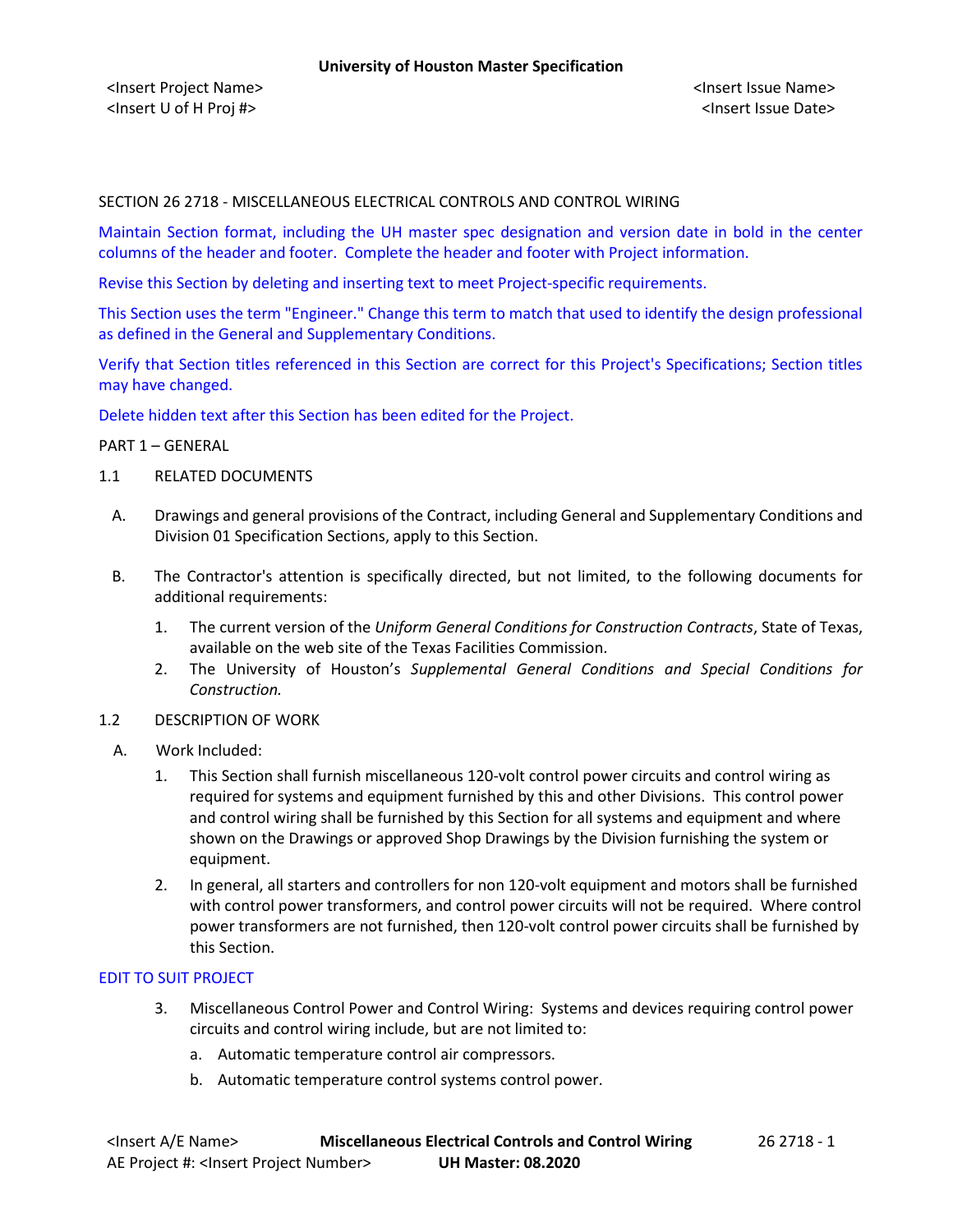SECTION 26 2718 - MISCELLANEOUS ELECTRICAL CONTROLS AND CONTROL WIRING

Maintain Section format, including the UH master spec designation and version date in bold in the center columns of the header and footer. Complete the header and footer with Project information.

Revise this Section by deleting and inserting text to meet Project-specific requirements.

This Section uses the term "Engineer." Change this term to match that used to identify the design professional as defined in the General and Supplementary Conditions.

Verify that Section titles referenced in this Section are correct for this Project's Specifications; Section titles may have changed.

Delete hidden text after this Section has been edited for the Project.

PART 1 – GENERAL

1.1 RELATED DOCUMENTS

A. Drawings and general provisions of the Contract, including General and Supplementary Conditions and Division 01 Specification Sections, apply to this Section.

B. The Contractor's attention is specifically directed, but not limited, to the following documents for additional requirements:

1. The current version of the *Uniform General Conditions for Construction Contracts*, State of Texas, available on the web site of the Texas Facilities Commission.
2. The University of Houston's *Supplemental General Conditions and Special Conditions for Construction.*

1.2 DESCRIPTION OF WORK

A. Work Included:

1. This Section shall furnish miscellaneous 120-volt control power circuits and control wiring as required for systems and equipment furnished by this and other Divisions. This control power and control wiring shall be furnished by this Section for all systems and equipment and where shown on the Drawings or approved Shop Drawings by the Division furnishing the system or equipment.
2. In general, all starters and controllers for non 120-volt equipment and motors shall be furnished with control power transformers, and control power circuits will not be required. Where control power transformers are not furnished, then 120-volt control power circuits shall be furnished by this Section.

EDIT TO SUIT PROJECT

3. Miscellaneous Control Power and Control Wiring: Systems and devices requiring control power circuits and control wiring include, but are not limited to:
   a. Automatic temperature control air compressors.
   b. Automatic temperature control systems control power.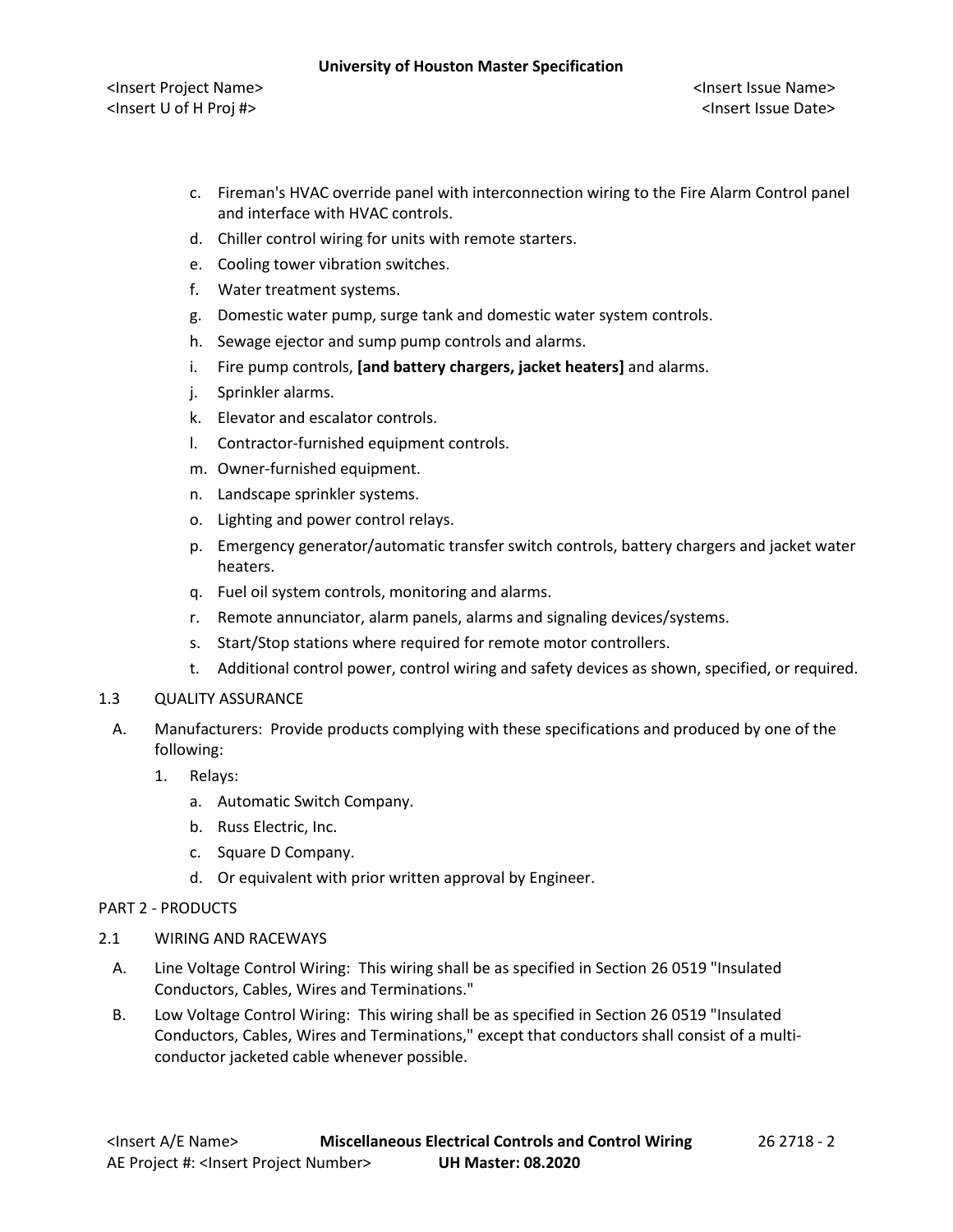c. Fireman's HVAC override panel with interconnection wiring to the Fire Alarm Control panel and interface with HVAC controls.
d. Chiller control wiring for units with remote starters.
e. Cooling tower vibration switches.
f. Water treatment systems.
g. Domestic water pump, surge tank and domestic water system controls.
h. Sewage ejector and sump pump controls and alarms.
i. Fire pump controls, **[and battery chargers, jacket heaters]** and alarms.
j. Sprinkler alarms.
k. Elevator and escalator controls.
l. Contractor-furnished equipment controls.
m. Owner-furnished equipment.
n. Landscape sprinkler systems.
o. Lighting and power control relays.
p. Emergency generator/automatic transfer switch controls, battery chargers and jacket water heaters.
q. Fuel oil system controls, monitoring and alarms.
r. Remote annunciator, alarm panels, alarms and signaling devices/systems.
s. Start/Stop stations where required for remote motor controllers.
t. Additional control power, control wiring and safety devices as shown, specified, or required.

1.3 QUALITY ASSURANCE

A. Manufacturers: Provide products complying with these specifications and produced by one of the following:

1. Relays:
   a. Automatic Switch Company.
   b. Russ Electric, Inc.
   c. Square D Company.
   d. Or equivalent with prior written approval by Engineer.

PART 2 - PRODUCTS

2.1 WIRING AND RACEWAYS

A. Line Voltage Control Wiring: This wiring shall be as specified in Section 26 0519 "Insulated Conductors, Cables, Wires and Terminations."

B. Low Voltage Control Wiring: This wiring shall be as specified in Section 26 0519 "Insulated Conductors, Cables, Wires and Terminations," except that conductors shall consist of a multi-conductor jacketed cable whenever possible.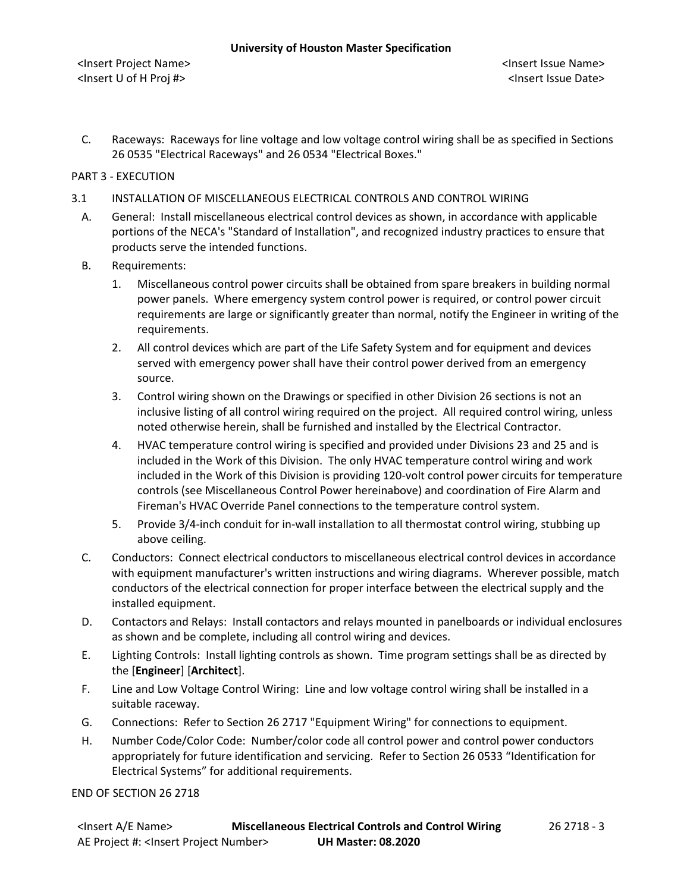C. Raceways: Raceways for line voltage and low voltage control wiring shall be as specified in Sections 26 0535 "Electrical Raceways" and 26 0534 "Electrical Boxes."

PART 3 - EXECUTION

3.1 INSTALLATION OF MISCELLANEOUS ELECTRICAL CONTROLS AND CONTROL WIRING

A. General: Install miscellaneous electrical control devices as shown, in accordance with applicable portions of the NECA's "Standard of Installation", and recognized industry practices to ensure that products serve the intended functions.

B. Requirements:

1. Miscellaneous control power circuits shall be obtained from spare breakers in building normal power panels. Where emergency system control power is required, or control power circuit requirements are large or significantly greater than normal, notify the Engineer in writing of the requirements.
2. All control devices which are part of the Life Safety System and for equipment and devices served with emergency power shall have their control power derived from an emergency source.
3. Control wiring shown on the Drawings or specified in other Division 26 sections is not an inclusive listing of all control wiring required on the project. All required control wiring, unless noted otherwise herein, shall be furnished and installed by the Electrical Contractor.
4. HVAC temperature control wiring is specified and provided under Divisions 23 and 25 and is included in the Work of this Division. The only HVAC temperature control wiring and work included in the Work of this Division is providing 120-volt control power circuits for temperature controls (see Miscellaneous Control Power hereinabove) and coordination of Fire Alarm and Fireman's HVAC Override Panel connections to the temperature control system.
5. Provide 3/4-inch conduit for in-wall installation to all thermostat control wiring, stubbing up above ceiling.

C. Conductors: Connect electrical conductors to miscellaneous electrical control devices in accordance with equipment manufacturer's written instructions and wiring diagrams. Wherever possible, match conductors of the electrical connection for proper interface between the electrical supply and the installed equipment.

D. Contactors and Relays: Install contactors and relays mounted in panelboards or individual enclosures as shown and be complete, including all control wiring and devices.

E. Lighting Controls: Install lighting controls as shown. Time program settings shall be as directed by the [**Engineer**] [**Architect**].

F. Line and Low Voltage Control Wiring: Line and low voltage control wiring shall be installed in a suitable raceway.

G. Connections: Refer to Section 26 2717 "Equipment Wiring" for connections to equipment.

H. Number Code/Color Code: Number/color code all control power and control power conductors appropriately for future identification and servicing. Refer to Section 26 0533 “Identification for Electrical Systems” for additional requirements.

END OF SECTION 26 2718